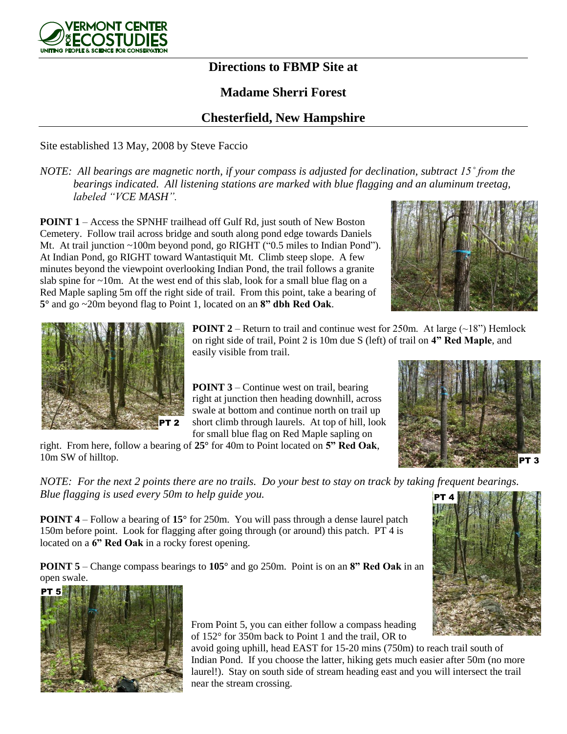VERMONT CENTER FOR ECOSTUDIES
UNITING PEOPLE & SCIENCE FOR CONSERVATION

# Directions to FBMP Site at

# Madame Sherri Forest

# Chesterfield, New Hampshire

Site established 13 May, 2008 by Steve Faccio

*NOTE: All bearings are magnetic north, if your compass is adjusted for declination, subtract 15˚ from the bearings indicated. All listening stations are marked with blue flagging and an aluminum treetag, labeled "VCE MASH".*

**POINT 1** – Access the SPNHF trailhead off Gulf Rd, just south of New Boston Cemetery. Follow trail across bridge and south along pond edge towards Daniels Mt. At trail junction ~100m beyond pond, go RIGHT ("0.5 miles to Indian Pond"). At Indian Pond, go RIGHT toward Wantastiquit Mt. Climb steep slope. A few minutes beyond the viewpoint overlooking Indian Pond, the trail follows a granite slab spine for ~10m. At the west end of this slab, look for a small blue flag on a Red Maple sapling 5m off the right side of trail. From this point, take a bearing of **5°** and go ~20m beyond flag to Point 1, located on an **8" dbh Red Oak**.

PT 2

**POINT 2** – Return to trail and continue west for 250m. At large (~18") Hemlock on right side of trail, Point 2 is 10m due S (left) of trail on **4" Red Maple**, and easily visible from trail.

**POINT 3** – Continue west on trail, bearing right at junction then heading downhill, across swale at bottom and continue north on trail up short climb through laurels. At top of hill, look for small blue flag on Red Maple sapling on right. From here, follow a bearing of **25°** for 40m to Point located on **5" Red Oak**, 10m SW of hilltop.

PT 3

*NOTE: For the next 2 points there are no trails. Do your best to stay on track by taking frequent bearings. Blue flagging is used every 50m to help guide you.*

PT 4

**POINT 4** – Follow a bearing of **15°** for 250m. You will pass through a dense laurel patch 150m before point. Look for flagging after going through (or around) this patch. PT 4 is located on a **6" Red Oak** in a rocky forest opening.

**POINT 5** – Change compass bearings to **105°** and go 250m. Point is on an **8" Red Oak** in an open swale.

PT 5

From Point 5, you can either follow a compass heading of 152° for 350m back to Point 1 and the trail, OR to avoid going uphill, head EAST for 15-20 mins (750m) to reach trail south of Indian Pond. If you choose the latter, hiking gets much easier after 50m (no more laurel!). Stay on south side of stream heading east and you will intersect the trail near the stream crossing.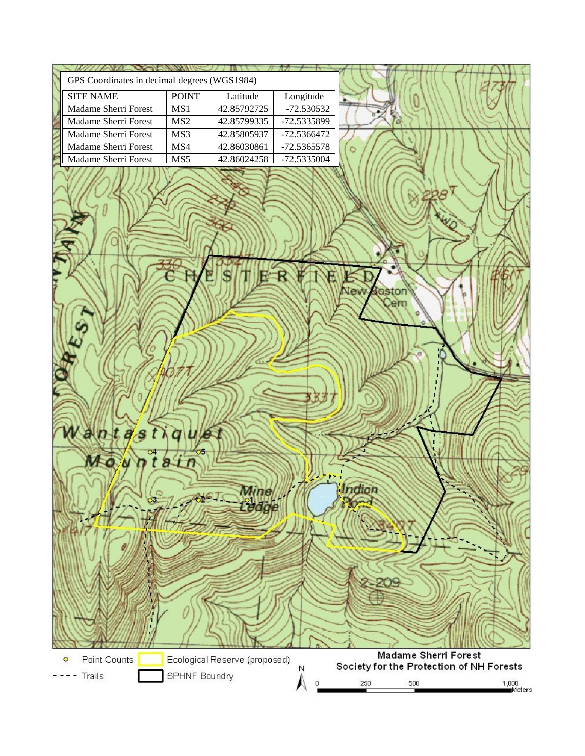GPS Coordinates in decimal degrees (WGS1984)

| SITE NAME | POINT | Latitude | Longitude |
|---|---|---|---|
| Madame Sherri Forest | MS1 | 42.85792725 | -72.530532 |
| Madame Sherri Forest | MS2 | 42.85799335 | -72.5335899 |
| Madame Sherri Forest | MS3 | 42.85805937 | -72.5366472 |
| Madame Sherri Forest | MS4 | 42.86030861 | -72.5365578 |
| Madame Sherri Forest | MS5 | 42.86024258 | -72.5335004 |

Point Counts

Trails

Ecological Reserve (proposed)

SPHNF Boundry

Madame Sherri Forest

Society for the Protection of NH Forests

0 250 500 1,000 Meters